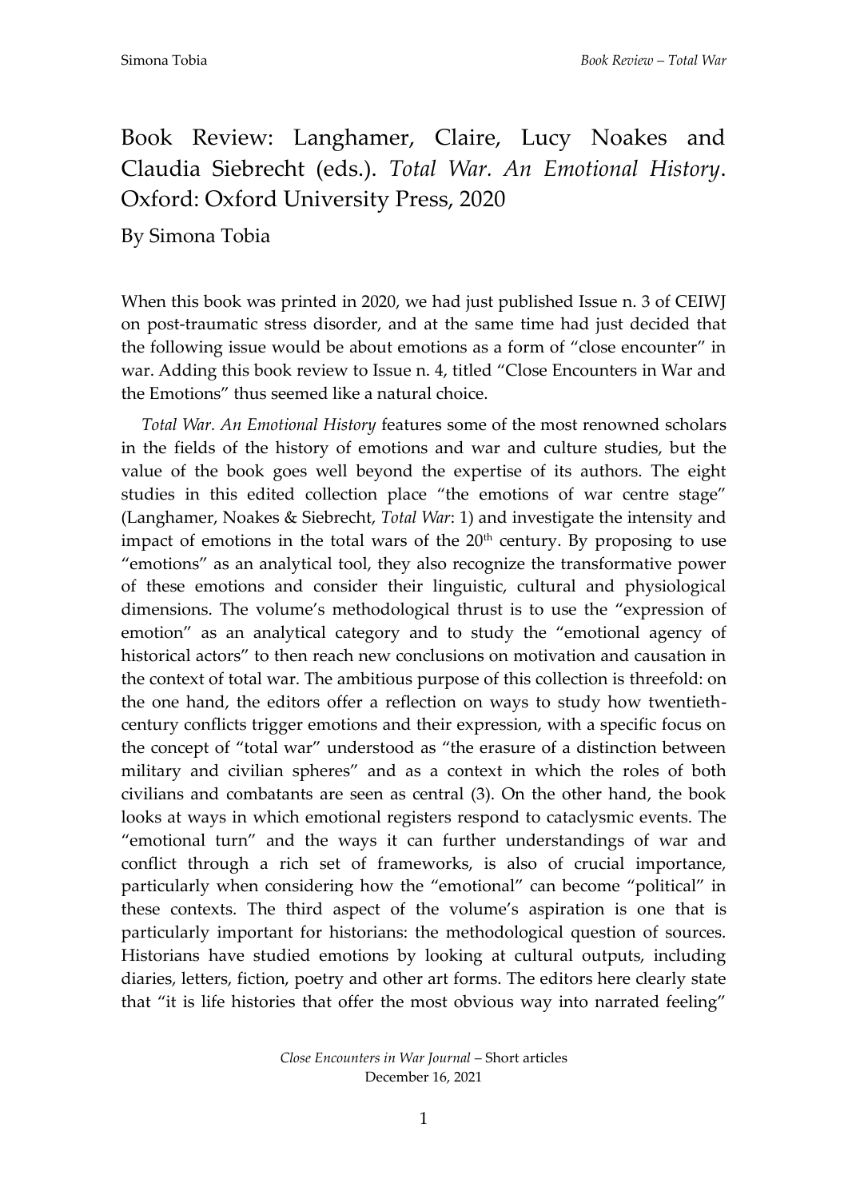# Book Review: Langhamer, Claire, Lucy Noakes and Claudia Siebrecht (eds.). *Total War. An Emotional History*. Oxford: Oxford University Press, 2020

By Simona Tobia

When this book was printed in 2020, we had just published Issue n. 3 of CEIWJ on post-traumatic stress disorder, and at the same time had just decided that the following issue would be about emotions as a form of "close encounter" in war. Adding this book review to Issue n. 4, titled "Close Encounters in War and the Emotions" thus seemed like a natural choice.

*Total War. An Emotional History* features some of the most renowned scholars in the fields of the history of emotions and war and culture studies, but the value of the book goes well beyond the expertise of its authors. The eight studies in this edited collection place "the emotions of war centre stage" (Langhamer, Noakes & Siebrecht, *Total War*: 1) and investigate the intensity and impact of emotions in the total wars of the 20th century. By proposing to use "emotions" as an analytical tool, they also recognize the transformative power of these emotions and consider their linguistic, cultural and physiological dimensions. The volume's methodological thrust is to use the "expression of emotion" as an analytical category and to study the "emotional agency of historical actors" to then reach new conclusions on motivation and causation in the context of total war. The ambitious purpose of this collection is threefold: on the one hand, the editors offer a reflection on ways to study how twentieth-century conflicts trigger emotions and their expression, with a specific focus on the concept of "total war" understood as "the erasure of a distinction between military and civilian spheres" and as a context in which the roles of both civilians and combatants are seen as central (3). On the other hand, the book looks at ways in which emotional registers respond to cataclysmic events. The "emotional turn" and the ways it can further understandings of war and conflict through a rich set of frameworks, is also of crucial importance, particularly when considering how the "emotional" can become "political" in these contexts. The third aspect of the volume's aspiration is one that is particularly important for historians: the methodological question of sources. Historians have studied emotions by looking at cultural outputs, including diaries, letters, fiction, poetry and other art forms. The editors here clearly state that "it is life histories that offer the most obvious way into narrated feeling"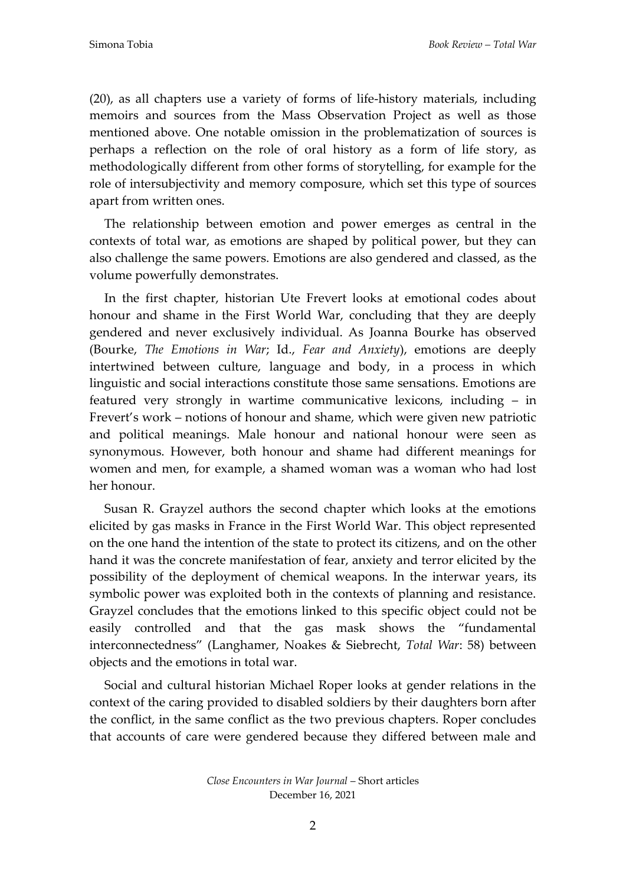(20), as all chapters use a variety of forms of life-history materials, including memoirs and sources from the Mass Observation Project as well as those mentioned above. One notable omission in the problematization of sources is perhaps a reflection on the role of oral history as a form of life story, as methodologically different from other forms of storytelling, for example for the role of intersubjectivity and memory composure, which set this type of sources apart from written ones.

The relationship between emotion and power emerges as central in the contexts of total war, as emotions are shaped by political power, but they can also challenge the same powers. Emotions are also gendered and classed, as the volume powerfully demonstrates.

In the first chapter, historian Ute Frevert looks at emotional codes about honour and shame in the First World War, concluding that they are deeply gendered and never exclusively individual. As Joanna Bourke has observed (Bourke, *The Emotions in War*; Id., *Fear and Anxiety*), emotions are deeply intertwined between culture, language and body, in a process in which linguistic and social interactions constitute those same sensations. Emotions are featured very strongly in wartime communicative lexicons, including – in Frevert's work – notions of honour and shame, which were given new patriotic and political meanings. Male honour and national honour were seen as synonymous. However, both honour and shame had different meanings for women and men, for example, a shamed woman was a woman who had lost her honour.

Susan R. Grayzel authors the second chapter which looks at the emotions elicited by gas masks in France in the First World War. This object represented on the one hand the intention of the state to protect its citizens, and on the other hand it was the concrete manifestation of fear, anxiety and terror elicited by the possibility of the deployment of chemical weapons. In the interwar years, its symbolic power was exploited both in the contexts of planning and resistance. Grayzel concludes that the emotions linked to this specific object could not be easily controlled and that the gas mask shows the "fundamental interconnectedness" (Langhamer, Noakes & Siebrecht, *Total War*: 58) between objects and the emotions in total war.

Social and cultural historian Michael Roper looks at gender relations in the context of the caring provided to disabled soldiers by their daughters born after the conflict, in the same conflict as the two previous chapters. Roper concludes that accounts of care were gendered because they differed between male and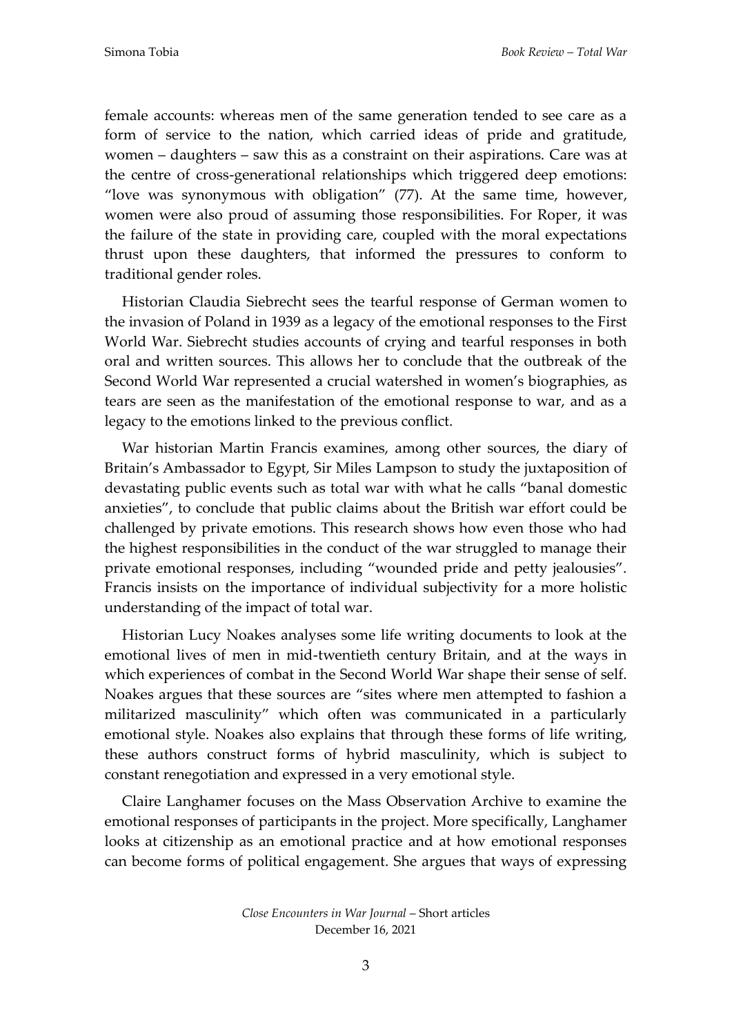female accounts: whereas men of the same generation tended to see care as a form of service to the nation, which carried ideas of pride and gratitude, women – daughters – saw this as a constraint on their aspirations. Care was at the centre of cross-generational relationships which triggered deep emotions: "love was synonymous with obligation" (77). At the same time, however, women were also proud of assuming those responsibilities. For Roper, it was the failure of the state in providing care, coupled with the moral expectations thrust upon these daughters, that informed the pressures to conform to traditional gender roles.

Historian Claudia Siebrecht sees the tearful response of German women to the invasion of Poland in 1939 as a legacy of the emotional responses to the First World War. Siebrecht studies accounts of crying and tearful responses in both oral and written sources. This allows her to conclude that the outbreak of the Second World War represented a crucial watershed in women's biographies, as tears are seen as the manifestation of the emotional response to war, and as a legacy to the emotions linked to the previous conflict.

War historian Martin Francis examines, among other sources, the diary of Britain's Ambassador to Egypt, Sir Miles Lampson to study the juxtaposition of devastating public events such as total war with what he calls "banal domestic anxieties", to conclude that public claims about the British war effort could be challenged by private emotions. This research shows how even those who had the highest responsibilities in the conduct of the war struggled to manage their private emotional responses, including "wounded pride and petty jealousies". Francis insists on the importance of individual subjectivity for a more holistic understanding of the impact of total war.

Historian Lucy Noakes analyses some life writing documents to look at the emotional lives of men in mid-twentieth century Britain, and at the ways in which experiences of combat in the Second World War shape their sense of self. Noakes argues that these sources are "sites where men attempted to fashion a militarized masculinity" which often was communicated in a particularly emotional style. Noakes also explains that through these forms of life writing, these authors construct forms of hybrid masculinity, which is subject to constant renegotiation and expressed in a very emotional style.

Claire Langhamer focuses on the Mass Observation Archive to examine the emotional responses of participants in the project. More specifically, Langhamer looks at citizenship as an emotional practice and at how emotional responses can become forms of political engagement. She argues that ways of expressing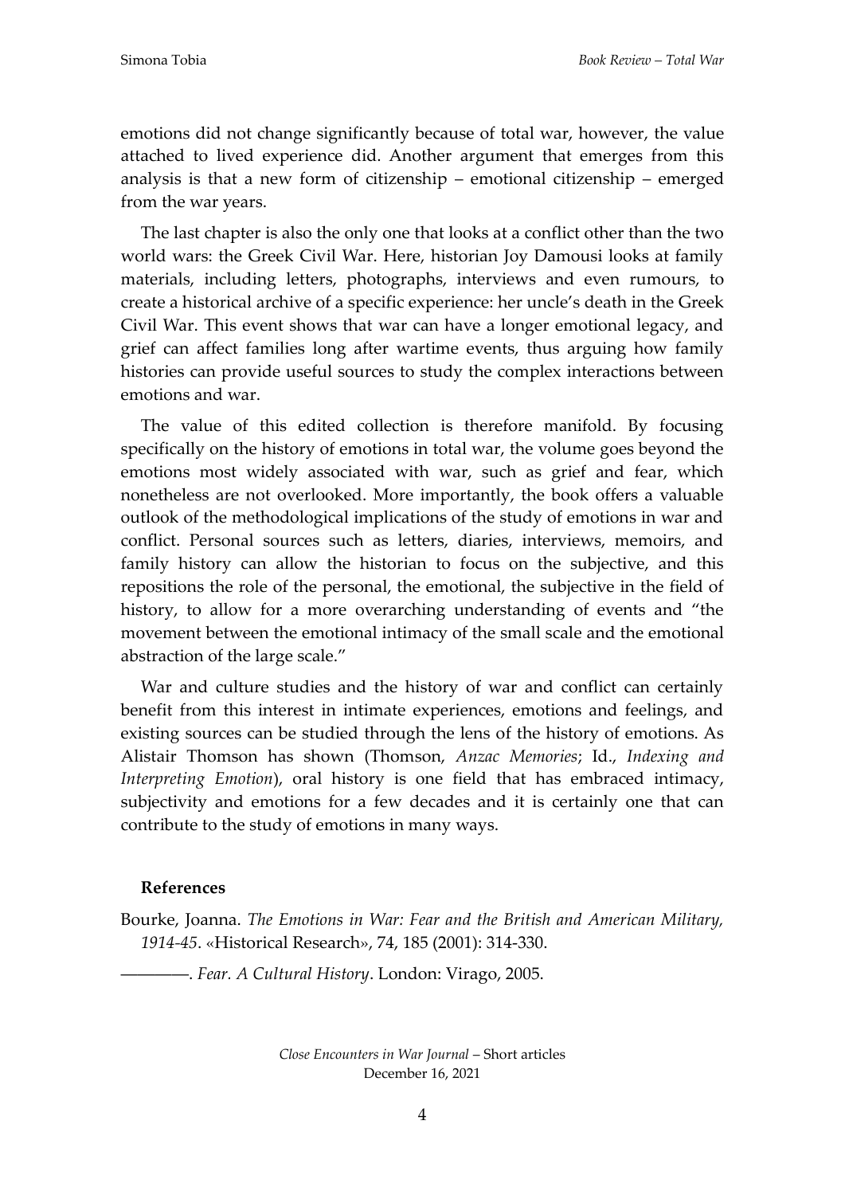emotions did not change significantly because of total war, however, the value attached to lived experience did. Another argument that emerges from this analysis is that a new form of citizenship – emotional citizenship – emerged from the war years.

The last chapter is also the only one that looks at a conflict other than the two world wars: the Greek Civil War. Here, historian Joy Damousi looks at family materials, including letters, photographs, interviews and even rumours, to create a historical archive of a specific experience: her uncle's death in the Greek Civil War. This event shows that war can have a longer emotional legacy, and grief can affect families long after wartime events, thus arguing how family histories can provide useful sources to study the complex interactions between emotions and war.

The value of this edited collection is therefore manifold. By focusing specifically on the history of emotions in total war, the volume goes beyond the emotions most widely associated with war, such as grief and fear, which nonetheless are not overlooked. More importantly, the book offers a valuable outlook of the methodological implications of the study of emotions in war and conflict. Personal sources such as letters, diaries, interviews, memoirs, and family history can allow the historian to focus on the subjective, and this repositions the role of the personal, the emotional, the subjective in the field of history, to allow for a more overarching understanding of events and "the movement between the emotional intimacy of the small scale and the emotional abstraction of the large scale."

War and culture studies and the history of war and conflict can certainly benefit from this interest in intimate experiences, emotions and feelings, and existing sources can be studied through the lens of the history of emotions. As Alistair Thomson has shown (Thomson, *Anzac Memories*; Id., *Indexing and Interpreting Emotion*), oral history is one field that has embraced intimacy, subjectivity and emotions for a few decades and it is certainly one that can contribute to the study of emotions in many ways.

### References

Bourke, Joanna. *The Emotions in War: Fear and the British and American Military, 1914-45*. «Historical Research», 74, 185 (2001): 314-330.

————. *Fear. A Cultural History*. London: Virago, 2005.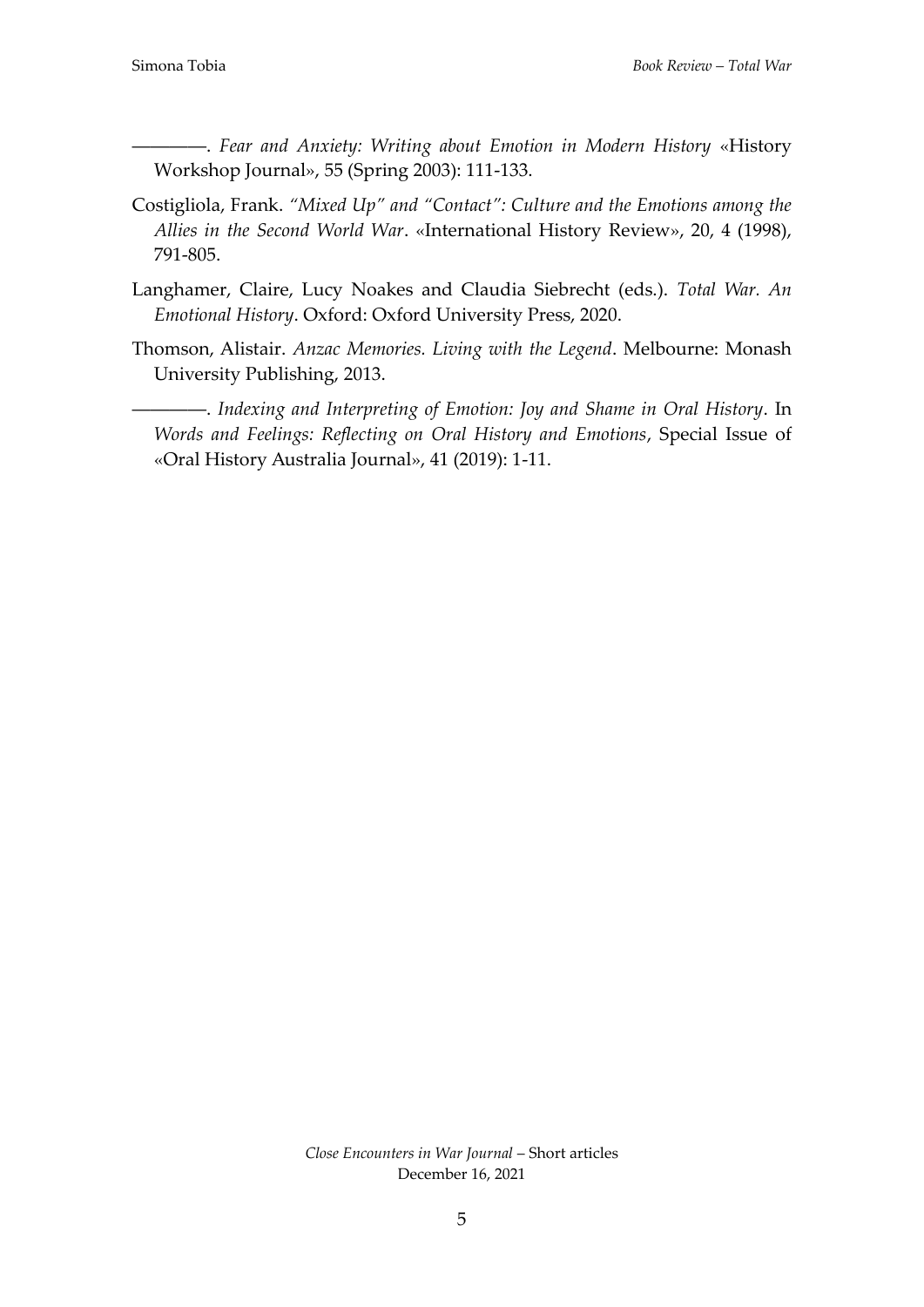————. *Fear and Anxiety: Writing about Emotion in Modern History* «History Workshop Journal», 55 (Spring 2003): 111-133.

Costigliola, Frank. *"Mixed Up" and "Contact": Culture and the Emotions among the Allies in the Second World War*. «International History Review», 20, 4 (1998), 791-805.

Langhamer, Claire, Lucy Noakes and Claudia Siebrecht (eds.). *Total War. An Emotional History*. Oxford: Oxford University Press, 2020.

Thomson, Alistair. *Anzac Memories. Living with the Legend*. Melbourne: Monash University Publishing, 2013.

————. *Indexing and Interpreting of Emotion: Joy and Shame in Oral History*. In *Words and Feelings: Reflecting on Oral History and Emotions*, Special Issue of «Oral History Australia Journal», 41 (2019): 1-11.